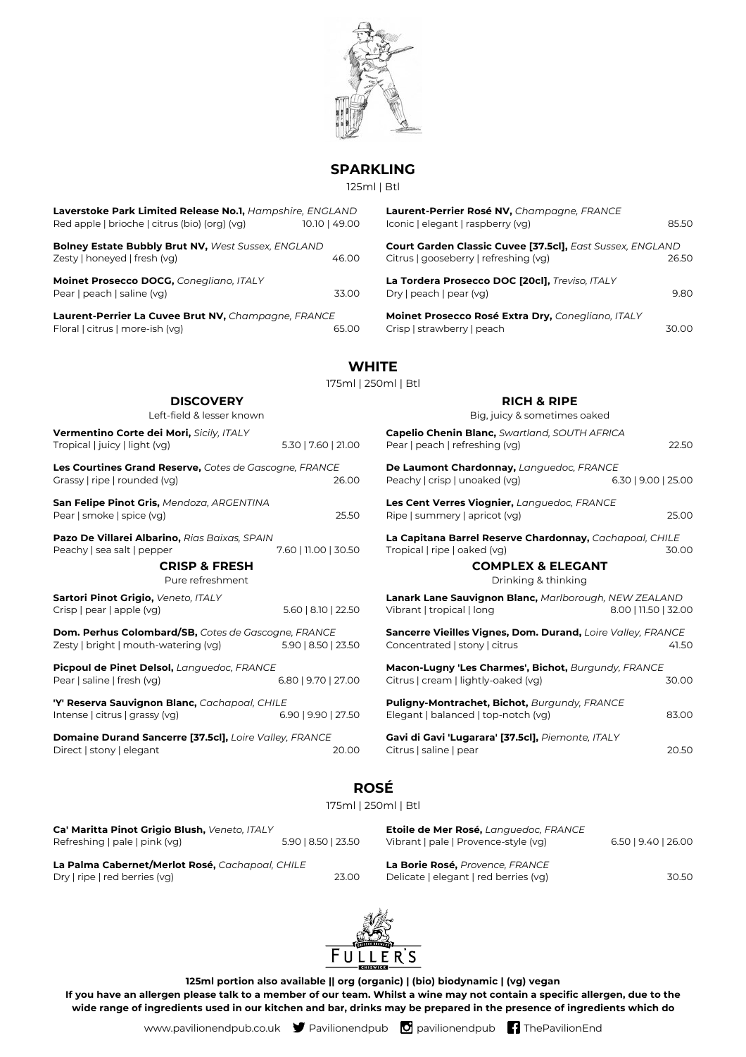## SPARKLING

125ml | Btl

**Laverstoke Park Limited Release No.1,** *Hampshire, ENGLAND*
Red apple | brioche | citrus (bio) (org) (vg) 10.10 | 49.00

**Bolney Estate Bubbly Brut NV,** *West Sussex, ENGLAND*
Zesty | honeyed | fresh (vg) 46.00

**Moinet Prosecco DOCG,** *Conegliano, ITALY*
Pear | peach | saline (vg) 33.00

**Laurent-Perrier La Cuvee Brut NV,** *Champagne, FRANCE*
Floral | citrus | more-ish (vg) 65.00

**Laurent-Perrier Rosé NV,** *Champagne, FRANCE*
Iconic | elegant | raspberry (vg) 85.50

**Court Garden Classic Cuvee [37.5cl],** *East Sussex, ENGLAND*
Citrus | gooseberry | refreshing (vg) 26.50

**La Tordera Prosecco DOC [20cl],** *Treviso, ITALY*
Dry | peach | pear (vg) 9.80

**Moinet Prosecco Rosé Extra Dry,** *Conegliano, ITALY*
Crisp | strawberry | peach 30.00

## WHITE

175ml | 250ml | Btl

### DISCOVERY

Left-field & lesser known

**Vermentino Corte dei Mori,** *Sicily, ITALY*
Tropical | juicy | light (vg) 5.30 | 7.60 | 21.00

**Les Courtines Grand Reserve,** *Cotes de Gascogne, FRANCE*
Grassy | ripe | rounded (vg) 26.00

**San Felipe Pinot Gris,** *Mendoza, ARGENTINA*
Pear | smoke | spice (vg) 25.50

**Pazo De Villarei Albarino,** *Rias Baixas, SPAIN*
Peachy | sea salt | pepper 7.60 | 11.00 | 30.50

### CRISP & FRESH

Pure refreshment

**Sartori Pinot Grigio,** *Veneto, ITALY*
Crisp | pear | apple (vg) 5.60 | 8.10 | 22.50

**Dom. Perhus Colombard/SB,** *Cotes de Gascogne, FRANCE*
Zesty | bright | mouth-watering (vg) 5.90 | 8.50 | 23.50

**Picpoul de Pinet Delsol,** *Languedoc, FRANCE*
Pear | saline | fresh (vg) 6.80 | 9.70 | 27.00

**'Y' Reserva Sauvignon Blanc,** *Cachapoal, CHILE*
Intense | citrus | grassy (vg) 6.90 | 9.90 | 27.50

**Domaine Durand Sancerre [37.5cl],** *Loire Valley, FRANCE*
Direct | stony | elegant 20.00

### RICH & RIPE

Big, juicy & sometimes oaked

**Capelio Chenin Blanc,** *Swartland, SOUTH AFRICA*
Pear | peach | refreshing (vg) 22.50

**De Laumont Chardonnay,** *Languedoc, FRANCE*
Peachy | crisp | unoaked (vg) 6.30 | 9.00 | 25.00

**Les Cent Verres Viognier,** *Languedoc, FRANCE*
Ripe | summery | apricot (vg) 25.00

**La Capitana Barrel Reserve Chardonnay,** *Cachapoal, CHILE*
Tropical | ripe | oaked (vg) 30.00

### COMPLEX & ELEGANT

Drinking & thinking

**Lanark Lane Sauvignon Blanc,** *Marlborough, NEW ZEALAND*
Vibrant | tropical | long 8.00 | 11.50 | 32.00

**Sancerre Vieilles Vignes, Dom. Durand,** *Loire Valley, FRANCE*
Concentrated | stony | citrus 41.50

**Macon-Lugny 'Les Charmes', Bichot,** *Burgundy, FRANCE*
Citrus | cream | lightly-oaked (vg) 30.00

**Puligny-Montrachet, Bichot,** *Burgundy, FRANCE*
Elegant | balanced | top-notch (vg) 83.00

**Gavi di Gavi 'Lugarara' [37.5cl],** *Piemonte, ITALY*
Citrus | saline | pear 20.50

## ROSÉ

175ml | 250ml | Btl

**Ca' Maritta Pinot Grigio Blush,** *Veneto, ITALY*
Refreshing | pale | pink (vg) 5.90 | 8.50 | 23.50

**La Palma Cabernet/Merlot Rosé,** *Cachapoal, CHILE*
Dry | ripe | red berries (vg) 23.00

**Etoile de Mer Rosé,** *Languedoc, FRANCE*
Vibrant | pale | Provence-style (vg) 6.50 | 9.40 | 26.00

**La Borie Rosé,** *Provence, FRANCE*
Delicate | elegant | red berries (vg) 30.50

**125ml portion also available || org (organic) | (bio) biodynamic | (vg) vegan**

**If you have an allergen please talk to a member of our team. Whilst a wine may not contain a specific allergen, due to the wide range of ingredients used in our kitchen and bar, drinks may be prepared in the presence of ingredients which do**

www.pavilionendpub.co.uk Pavilionendpub pavilionendpub ThePavilionEnd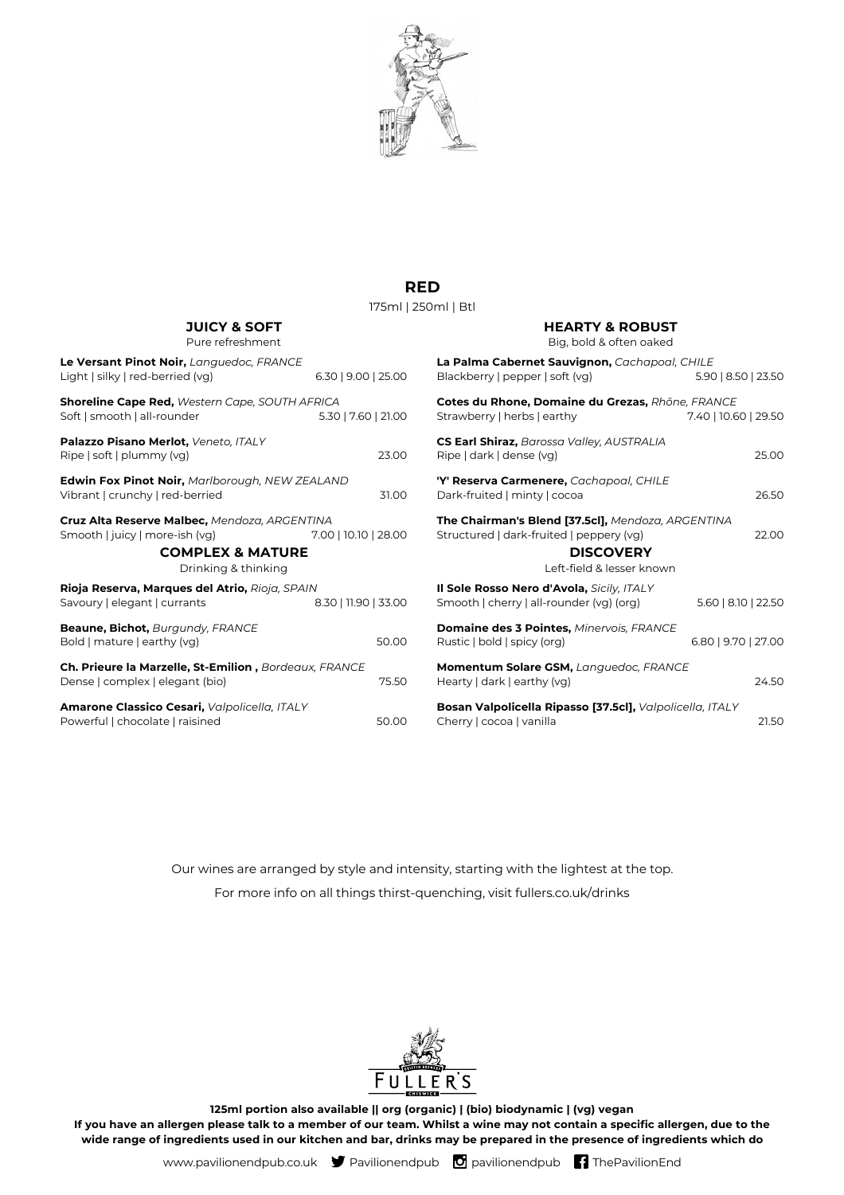# RED

175ml | 250ml | Btl

## JUICY & SOFT

Pure refreshment

**Le Versant Pinot Noir,** *Languedoc, FRANCE*
Light | silky | red-berried (vg) — 6.30 | 9.00 | 25.00

**Shoreline Cape Red,** *Western Cape, SOUTH AFRICA*
Soft | smooth | all-rounder — 5.30 | 7.60 | 21.00

**Palazzo Pisano Merlot,** *Veneto, ITALY*
Ripe | soft | plummy (vg) — 23.00

**Edwin Fox Pinot Noir,** *Marlborough, NEW ZEALAND*
Vibrant | crunchy | red-berried — 31.00

**Cruz Alta Reserve Malbec,** *Mendoza, ARGENTINA*
Smooth | juicy | more-ish (vg) — 7.00 | 10.10 | 28.00

## COMPLEX & MATURE

Drinking & thinking

**Rioja Reserva, Marques del Atrio,** *Rioja, SPAIN*
Savoury | elegant | currants — 8.30 | 11.90 | 33.00

**Beaune, Bichot,** *Burgundy, FRANCE*
Bold | mature | earthy (vg) — 50.00

**Ch. Prieure la Marzelle, St-Emilion ,** *Bordeaux, FRANCE*
Dense | complex | elegant (bio) — 75.50

**Amarone Classico Cesari,** *Valpolicella, ITALY*
Powerful | chocolate | raisined — 50.00

## HEARTY & ROBUST

Big, bold & often oaked

**La Palma Cabernet Sauvignon,** *Cachapoal, CHILE*
Blackberry | pepper | soft (vg) — 5.90 | 8.50 | 23.50

**Cotes du Rhone, Domaine du Grezas,** *Rhône, FRANCE*
Strawberry | herbs | earthy — 7.40 | 10.60 | 29.50

**CS Earl Shiraz,** *Barossa Valley, AUSTRALIA*
Ripe | dark | dense (vg) — 25.00

**'Y' Reserva Carmenere,** *Cachapoal, CHILE*
Dark-fruited | minty | cocoa — 26.50

**The Chairman's Blend [37.5cl],** *Mendoza, ARGENTINA*
Structured | dark-fruited | peppery (vg) — 22.00

## DISCOVERY

Left-field & lesser known

**Il Sole Rosso Nero d'Avola,** *Sicily, ITALY*
Smooth | cherry | all-rounder (vg) (org) — 5.60 | 8.10 | 22.50

**Domaine des 3 Pointes,** *Minervois, FRANCE*
Rustic | bold | spicy (org) — 6.80 | 9.70 | 27.00

**Momentum Solare GSM,** *Languedoc, FRANCE*
Hearty | dark | earthy (vg) — 24.50

**Bosan Valpolicella Ripasso [37.5cl],** *Valpolicella, ITALY*
Cherry | cocoa | vanilla — 21.50

Our wines are arranged by style and intensity, starting with the lightest at the top.

For more info on all things thirst-quenching, visit fullers.co.uk/drinks

**125ml portion also available || org (organic) | (bio) biodynamic | (vg) vegan**

**If you have an allergen please talk to a member of our team. Whilst a wine may not contain a specific allergen, due to the wide range of ingredients used in our kitchen and bar, drinks may be prepared in the presence of ingredients which do**

www.pavilionendpub.co.uk Pavilionendpub pavilionendpub ThePavilionEnd